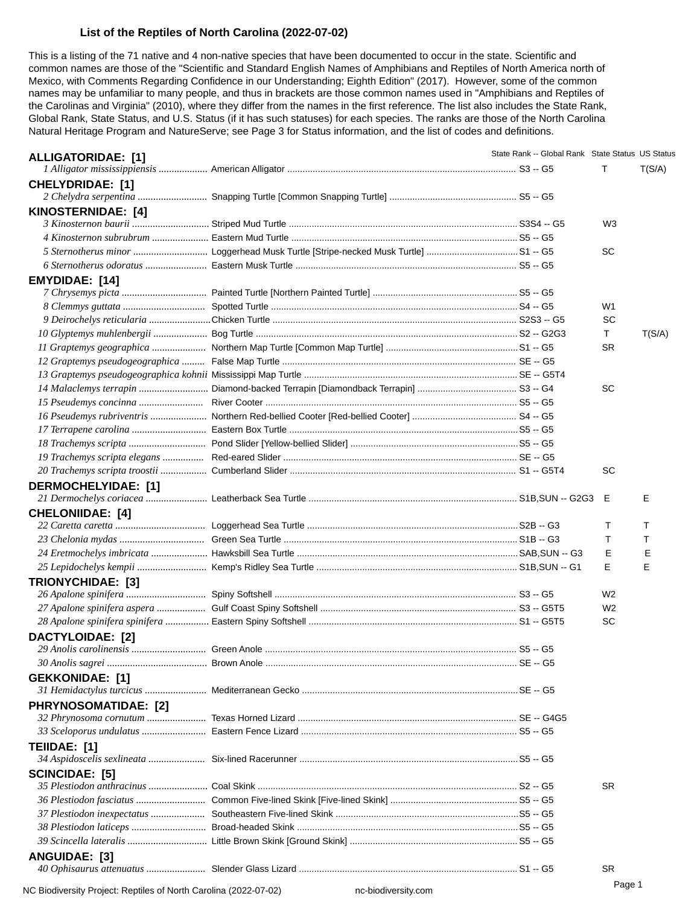# List of the Reptiles of North Carolina (2022-07-02)

This is a listing of the 71 native and 4 non-native species that have been documented to occur in the state. Scientific and common names are those of the "Scientific and Standard English Names of Amphibians and Reptiles of North America north of Mexico, with Comments Regarding Confidence in our Understanding; Eighth Edition" (2017). However, some of the common names may be unfamiliar to many people, and thus in brackets are those common names used in "Amphibians and Reptiles of the Carolinas and Virginia" (2010), where they differ from the names in the first reference. The list also includes the State Rank, Global Rank, State Status, and U.S. Status (if it has such statuses) for each species. The ranks are those of the North Carolina Natural Heritage Program and NatureServe; see Page 3 for Status information, and the list of codes and definitions.

| # | Scientific Name | Common Name | State Rank -- Global Rank | State Status | US Status |
|---|---|---|---|---|---|
| **ALLIGATORIDAE: [1]** | | | | | |
| 1 | *Alligator mississippiensis* | American Alligator | S3 -- G5 | T | T(S/A) |
| **CHELYDRIDAE: [1]** | | | | | |
| 2 | *Chelydra serpentina* | Snapping Turtle [Common Snapping Turtle] | S5 -- G5 | | |
| **KINOSTERNIDAE: [4]** | | | | | |
| 3 | *Kinosternon baurii* | Striped Mud Turtle | S3S4 -- G5 | W3 | |
| 4 | *Kinosternon subrubrum* | Eastern Mud Turtle | S5 -- G5 | | |
| 5 | *Sternotherus minor* | Loggerhead Musk Turtle [Stripe-necked Musk Turtle] | S1 -- G5 | SC | |
| 6 | *Sternotherus odoratus* | Eastern Musk Turtle | S5 -- G5 | | |
| **EMYDIDAE: [14]** | | | | | |
| 7 | *Chrysemys picta* | Painted Turtle [Northern Painted Turtle] | S5 -- G5 | | |
| 8 | *Clemmys guttata* | Spotted Turtle | S4 -- G5 | W1 | |
| 9 | *Deirochelys reticularia* | Chicken Turtle | S2S3 -- G5 | SC | |
| 10 | *Glyptemys muhlenbergii* | Bog Turtle | S2 -- G2G3 | T | T(S/A) |
| 11 | *Graptemys geographica* | Northern Map Turtle [Common Map Turtle] | S1 -- G5 | SR | |
| 12 | *Graptemys pseudogeographica* | False Map Turtle | SE -- G5 | | |
| 13 | *Graptemys pseudogeographica kohnii* | Mississippi Map Turtle | SE -- G5T4 | | |
| 14 | *Malaclemys terrapin* | Diamond-backed Terrapin [Diamondback Terrapin] | S3 -- G4 | SC | |
| 15 | *Pseudemys concinna* | River Cooter | S5 -- G5 | | |
| 16 | *Pseudemys rubriventris* | Northern Red-bellied Cooter [Red-bellied Cooter] | S4 -- G5 | | |
| 17 | *Terrapene carolina* | Eastern Box Turtle | S5 -- G5 | | |
| 18 | *Trachemys scripta* | Pond Slider [Yellow-bellied Slider] | S5 -- G5 | | |
| 19 | *Trachemys scripta elegans* | Red-eared Slider | SE -- G5 | | |
| 20 | *Trachemys scripta troostii* | Cumberland Slider | S1 -- G5T4 | SC | |
| **DERMOCHELYIDAE: [1]** | | | | | |
| 21 | *Dermochelys coriacea* | Leatherback Sea Turtle | S1B,SUN -- G2G3 | E | E |
| **CHELONIIDAE: [4]** | | | | | |
| 22 | *Caretta caretta* | Loggerhead Sea Turtle | S2B -- G3 | T | T |
| 23 | *Chelonia mydas* | Green Sea Turtle | S1B -- G3 | T | T |
| 24 | *Eretmochelys imbricata* | Hawksbill Sea Turtle | SAB,SUN -- G3 | E | E |
| 25 | *Lepidochelys kempii* | Kemp's Ridley Sea Turtle | S1B,SUN -- G1 | E | E |
| **TRIONYCHIDAE: [3]** | | | | | |
| 26 | *Apalone spinifera* | Spiny Softshell | S3 -- G5 | W2 | |
| 27 | *Apalone spinifera aspera* | Gulf Coast Spiny Softshell | S3 -- G5T5 | W2 | |
| 28 | *Apalone spinifera spinifera* | Eastern Spiny Softshell | S1 -- G5T5 | SC | |
| **DACTYLOIDAE: [2]** | | | | | |
| 29 | *Anolis carolinensis* | Green Anole | S5 -- G5 | | |
| 30 | *Anolis sagrei* | Brown Anole | SE -- G5 | | |
| **GEKKONIDAE: [1]** | | | | | |
| 31 | *Hemidactylus turcicus* | Mediterranean Gecko | SE -- G5 | | |
| **PHRYNOSOMATIDAE: [2]** | | | | | |
| 32 | *Phrynosoma cornutum* | Texas Horned Lizard | SE -- G4G5 | | |
| 33 | *Sceloporus undulatus* | Eastern Fence Lizard | S5 -- G5 | | |
| **TEIIDAE: [1]** | | | | | |
| 34 | *Aspidoscelis sexlineata* | Six-lined Racerunner | S5 -- G5 | | |
| **SCINCIDAE: [5]** | | | | | |
| 35 | *Plestiodon anthracinus* | Coal Skink | S2 -- G5 | SR | |
| 36 | *Plestiodon fasciatus* | Common Five-lined Skink [Five-lined Skink] | S5 -- G5 | | |
| 37 | *Plestiodon inexpectatus* | Southeastern Five-lined Skink | S5 -- G5 | | |
| 38 | *Plestiodon laticeps* | Broad-headed Skink | S5 -- G5 | | |
| 39 | *Scincella lateralis* | Little Brown Skink [Ground Skink] | S5 -- G5 | | |
| **ANGUIDAE: [3]** | | | | | |
| 40 | *Ophisaurus attenuatus* | Slender Glass Lizard | S1 -- G5 | SR | |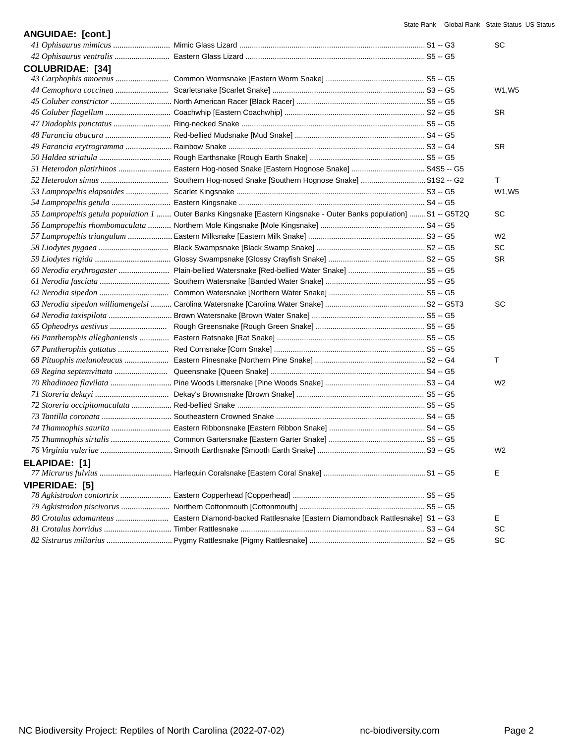| | | State Rank -- Global Rank | State Status | US Status |
|---|---|---|---|---|
| **ANGUIDAE: [cont.]** | | | | |
| 41 *Ophisaurus mimicus* | Mimic Glass Lizard | S1 -- G3 | SC | |
| 42 *Ophisaurus ventralis* | Eastern Glass Lizard | S5 -- G5 | | |
| **COLUBRIDAE: [34]** | | | | |
| 43 *Carphophis amoenus* | Common Wormsnake [Eastern Worm Snake] | S5 -- G5 | | |
| 44 *Cemophora coccinea* | Scarletsnake [Scarlet Snake] | S3 -- G5 | W1,W5 | |
| 45 *Coluber constrictor* | North American Racer [Black Racer] | S5 -- G5 | | |
| 46 *Coluber flagellum* | Coachwhip [Eastern Coachwhip] | S2 -- G5 | SR | |
| 47 *Diadophis punctatus* | Ring-necked Snake | S5 -- G5 | | |
| 48 *Farancia abacura* | Red-bellied Mudsnake [Mud Snake] | S4 -- G5 | | |
| 49 *Farancia erytrogramma* | Rainbow Snake | S3 -- G4 | SR | |
| 50 *Haldea striatula* | Rough Earthsnake [Rough Earth Snake] | S5 -- G5 | | |
| 51 *Heterodon platirhinos* | Eastern Hog-nosed Snake [Eastern Hognose Snake] | S4S5 -- G5 | | |
| 52 *Heterodon simus* | Southern Hog-nosed Snake [Southern Hognose Snake] | S1S2 -- G2 | T | |
| 53 *Lampropeltis elapsoides* | Scarlet Kingsnake | S3 -- G5 | W1,W5 | |
| 54 *Lampropeltis getula* | Eastern Kingsnake | S4 -- G5 | | |
| 55 *Lampropeltis getula population 1* | Outer Banks Kingsnake [Eastern Kingsnake - Outer Banks population] | S1 -- G5T2Q | SC | |
| 56 *Lampropeltis rhombomaculata* | Northern Mole Kingsnake [Mole Kingsnake] | S4 -- G5 | | |
| 57 *Lampropeltis triangulum* | Eastern Milksnake [Eastern Milk Snake] | S3 -- G5 | W2 | |
| 58 *Liodytes pygaea* | Black Swampsnake [Black Swamp Snake] | S2 -- G5 | SC | |
| 59 *Liodytes rigida* | Glossy Swampsnake [Glossy Crayfish Snake] | S2 -- G5 | SR | |
| 60 *Nerodia erythrogaster* | Plain-bellied Watersnake [Red-bellied Water Snake] | S5 -- G5 | | |
| 61 *Nerodia fasciata* | Southern Watersnake [Banded Water Snake] | S5 -- G5 | | |
| 62 *Nerodia sipedon* | Common Watersnake [Northern Water Snake] | S5 -- G5 | | |
| 63 *Nerodia sipedon williamengelsi* | Carolina Watersnake [Carolina Water Snake] | S2 -- G5T3 | SC | |
| 64 *Nerodia taxispilota* | Brown Watersnake [Brown Water Snake] | S5 -- G5 | | |
| 65 *Opheodrys aestivus* | Rough Greensnake [Rough Green Snake] | S5 -- G5 | | |
| 66 *Pantherophis alleghaniensis* | Eastern Ratsnake [Rat Snake] | S5 -- G5 | | |
| 67 *Pantherophis guttatus* | Red Cornsnake [Corn Snake] | S5 -- G5 | | |
| 68 *Pituophis melanoleucus* | Eastern Pinesnake [Northern Pine Snake] | S2 -- G4 | T | |
| 69 *Regina septemvittata* | Queensnake [Queen Snake] | S4 -- G5 | | |
| 70 *Rhadinaea flavilata* | Pine Woods Littersnake [Pine Woods Snake] | S3 -- G4 | W2 | |
| 71 *Storeria dekayi* | Dekay's Brownsnake [Brown Snake] | S5 -- G5 | | |
| 72 *Storeria occipitomaculata* | Red-bellied Snake | S5 -- G5 | | |
| 73 *Tantilla coronata* | Southeastern Crowned Snake | S4 -- G5 | | |
| 74 *Thamnophis saurita* | Eastern Ribbonsnake [Eastern Ribbon Snake] | S4 -- G5 | | |
| 75 *Thamnophis sirtalis* | Common Gartersnake [Eastern Garter Snake] | S5 -- G5 | | |
| 76 *Virginia valeriae* | Smooth Earthsnake [Smooth Earth Snake] | S3 -- G5 | W2 | |
| **ELAPIDAE: [1]** | | | | |
| 77 *Micrurus fulvius* | Harlequin Coralsnake [Eastern Coral Snake] | S1 -- G5 | E | |
| **VIPERIDAE: [5]** | | | | |
| 78 *Agkistrodon contortrix* | Eastern Copperhead [Copperhead] | S5 -- G5 | | |
| 79 *Agkistrodon piscivorus* | Northern Cottonmouth [Cottonmouth] | S5 -- G5 | | |
| 80 *Crotalus adamanteus* | Eastern Diamond-backed Rattlesnake [Eastern Diamondback Rattlesnake] | S1 -- G3 | E | |
| 81 *Crotalus horridus* | Timber Rattlesnake | S3 -- G4 | SC | |
| 82 *Sistrurus miliarius* | Pygmy Rattlesnake [Pigmy Rattlesnake] | S2 -- G5 | SC | |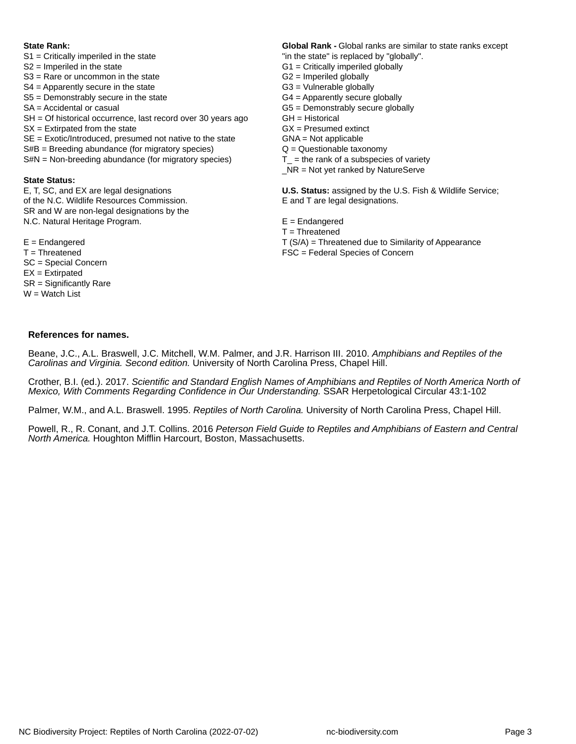**State Rank:**
S1 = Critically imperiled in the state
S2 = Imperiled in the state
S3 = Rare or uncommon in the state
S4 = Apparently secure in the state
S5 = Demonstrably secure in the state
SA = Accidental or casual
SH = Of historical occurrence, last record over 30 years ago
SX = Extirpated from the state
SE = Exotic/Introduced, presumed not native to the state
S#B = Breeding abundance (for migratory species)
S#N = Non-breeding abundance (for migratory species)

**State Status:**
E, T, SC, and EX are legal designations of the N.C. Wildlife Resources Commission. SR and W are non-legal designations by the N.C. Natural Heritage Program.

E = Endangered
T = Threatened
SC = Special Concern
EX = Extirpated
SR = Significantly Rare
W = Watch List

**Global Rank -** Global ranks are similar to state ranks except "in the state" is replaced by "globally".
G1 = Critically imperiled globally
G2 = Imperiled globally
G3 = Vulnerable globally
G4 = Apparently secure globally
G5 = Demonstrably secure globally
GH = Historical
GX = Presumed extinct
GNA = Not applicable
Q = Questionable taxonomy
T_ = the rank of a subspecies of variety
_NR = Not yet ranked by NatureServe

**U.S. Status:** assigned by the U.S. Fish & Wildlife Service; E and T are legal designations.

E = Endangered
T = Threatened
T (S/A) = Threatened due to Similarity of Appearance
FSC = Federal Species of Concern

### References for names.

Beane, J.C., A.L. Braswell, J.C. Mitchell, W.M. Palmer, and J.R. Harrison III. 2010. *Amphibians and Reptiles of the Carolinas and Virginia. Second edition.* University of North Carolina Press, Chapel Hill.

Crother, B.I. (ed.). 2017. *Scientific and Standard English Names of Amphibians and Reptiles of North America North of Mexico, With Comments Regarding Confidence in Our Understanding.* SSAR Herpetological Circular 43:1-102

Palmer, W.M., and A.L. Braswell. 1995. *Reptiles of North Carolina.* University of North Carolina Press, Chapel Hill.

Powell, R., R. Conant, and J.T. Collins. 2016 *Peterson Field Guide to Reptiles and Amphibians of Eastern and Central North America.* Houghton Mifflin Harcourt, Boston, Massachusetts.